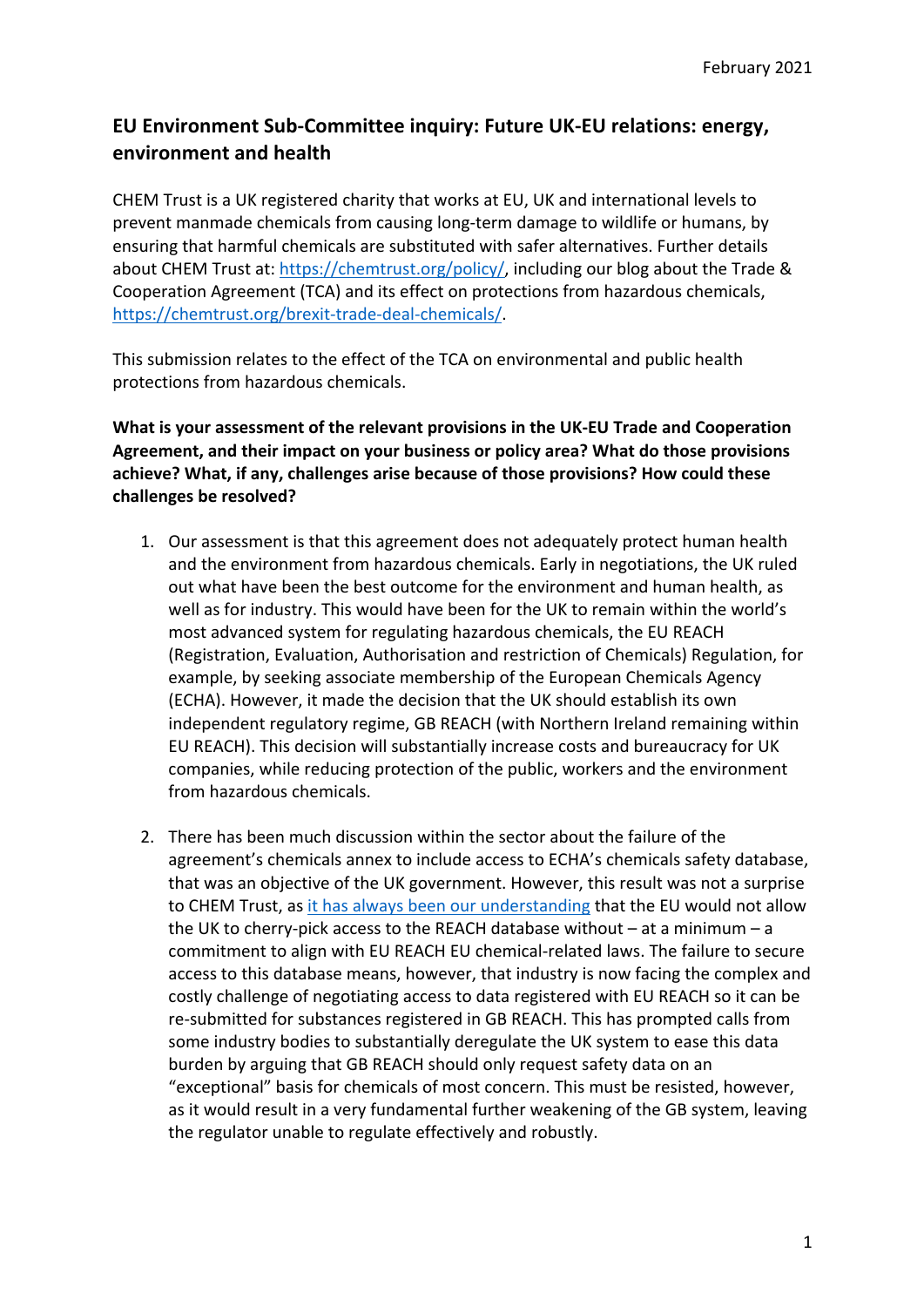February 2021

## EU Environment Sub-Committee inquiry: Future UK-EU relations: energy, environment and health

CHEM Trust is a UK registered charity that works at EU, UK and international levels to prevent manmade chemicals from causing long-term damage to wildlife or humans, by ensuring that harmful chemicals are substituted with safer alternatives. Further details about CHEM Trust at: [https://chemtrust.org/policy/](https://chemtrust.org/policy/), including our blog about the Trade & Cooperation Agreement (TCA) and its effect on protections from hazardous chemicals, [https://chemtrust.org/brexit-trade-deal-chemicals/](https://chemtrust.org/brexit-trade-deal-chemicals/).

This submission relates to the effect of the TCA on environmental and public health protections from hazardous chemicals.

**What is your assessment of the relevant provisions in the UK-EU Trade and Cooperation Agreement, and their impact on your business or policy area? What do those provisions achieve? What, if any, challenges arise because of those provisions? How could these challenges be resolved?**

1. Our assessment is that this agreement does not adequately protect human health and the environment from hazardous chemicals. Early in negotiations, the UK ruled out what have been the best outcome for the environment and human health, as well as for industry. This would have been for the UK to remain within the world's most advanced system for regulating hazardous chemicals, the EU REACH (Registration, Evaluation, Authorisation and restriction of Chemicals) Regulation, for example, by seeking associate membership of the European Chemicals Agency (ECHA). However, it made the decision that the UK should establish its own independent regulatory regime, GB REACH (with Northern Ireland remaining within EU REACH). This decision will substantially increase costs and bureaucracy for UK companies, while reducing protection of the public, workers and the environment from hazardous chemicals.

2. There has been much discussion within the sector about the failure of the agreement's chemicals annex to include access to ECHA's chemicals safety database, that was an objective of the UK government. However, this result was not a surprise to CHEM Trust, as it has always been our understanding that the EU would not allow the UK to cherry-pick access to the REACH database without – at a minimum – a commitment to align with EU REACH EU chemical-related laws. The failure to secure access to this database means, however, that industry is now facing the complex and costly challenge of negotiating access to data registered with EU REACH so it can be re-submitted for substances registered in GB REACH. This has prompted calls from some industry bodies to substantially deregulate the UK system to ease this data burden by arguing that GB REACH should only request safety data on an "exceptional" basis for chemicals of most concern. This must be resisted, however, as it would result in a very fundamental further weakening of the GB system, leaving the regulator unable to regulate effectively and robustly.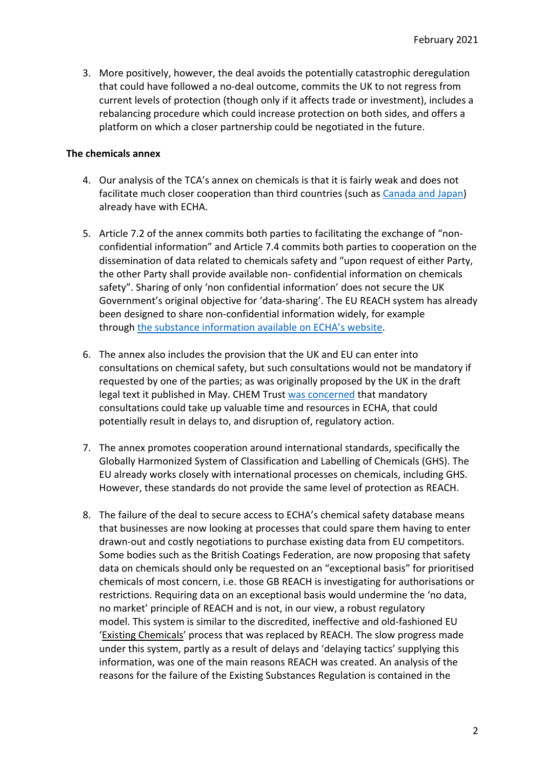3. More positively, however, the deal avoids the potentially catastrophic deregulation that could have followed a no-deal outcome, commits the UK to not regress from current levels of protection (though only if it affects trade or investment), includes a rebalancing procedure which could increase protection on both sides, and offers a platform on which a closer partnership could be negotiated in the future.

**The chemicals annex**

4. Our analysis of the TCA's annex on chemicals is that it is fairly weak and does not facilitate much closer cooperation than third countries (such as Canada and Japan) already have with ECHA.

5. Article 7.2 of the annex commits both parties to facilitating the exchange of "non-confidential information" and Article 7.4 commits both parties to cooperation on the dissemination of data related to chemicals safety and "upon request of either Party, the other Party shall provide available non- confidential information on chemicals safety". Sharing of only 'non confidential information' does not secure the UK Government's original objective for 'data-sharing'. The EU REACH system has already been designed to share non-confidential information widely, for example through the substance information available on ECHA's website.

6. The annex also includes the provision that the UK and EU can enter into consultations on chemical safety, but such consultations would not be mandatory if requested by one of the parties; as was originally proposed by the UK in the draft legal text it published in May. CHEM Trust was concerned that mandatory consultations could take up valuable time and resources in ECHA, that could potentially result in delays to, and disruption of, regulatory action.

7. The annex promotes cooperation around international standards, specifically the Globally Harmonized System of Classification and Labelling of Chemicals (GHS). The EU already works closely with international processes on chemicals, including GHS. However, these standards do not provide the same level of protection as REACH.

8. The failure of the deal to secure access to ECHA's chemical safety database means that businesses are now looking at processes that could spare them having to enter drawn-out and costly negotiations to purchase existing data from EU competitors. Some bodies such as the British Coatings Federation, are now proposing that safety data on chemicals should only be requested on an "exceptional basis" for prioritised chemicals of most concern, i.e. those GB REACH is investigating for authorisations or restrictions. Requiring data on an exceptional basis would undermine the 'no data, no market' principle of REACH and is not, in our view, a robust regulatory model. This system is similar to the discredited, ineffective and old-fashioned EU 'Existing Chemicals' process that was replaced by REACH. The slow progress made under this system, partly as a result of delays and 'delaying tactics' supplying this information, was one of the main reasons REACH was created. An analysis of the reasons for the failure of the Existing Substances Regulation is contained in the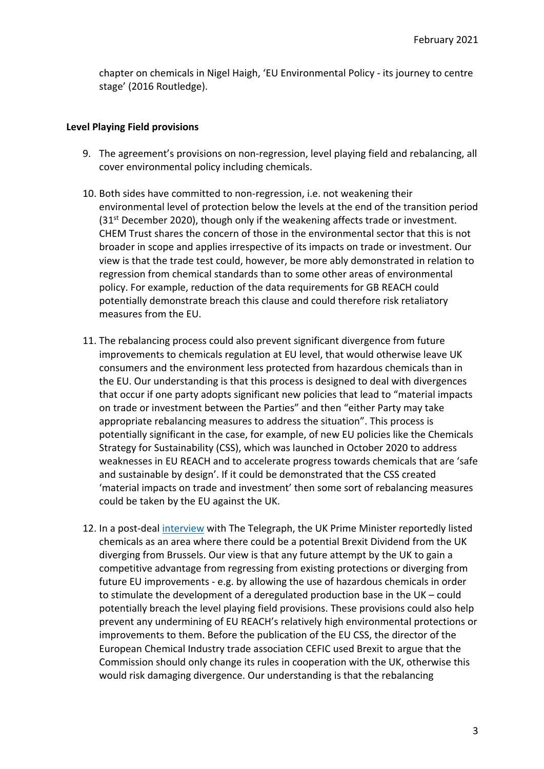chapter on chemicals in Nigel Haigh, 'EU Environmental Policy - its journey to centre stage' (2016 Routledge).

**Level Playing Field provisions**

9. The agreement's provisions on non-regression, level playing field and rebalancing, all cover environmental policy including chemicals.

10. Both sides have committed to non-regression, i.e. not weakening their environmental level of protection below the levels at the end of the transition period (31st December 2020), though only if the weakening affects trade or investment. CHEM Trust shares the concern of those in the environmental sector that this is not broader in scope and applies irrespective of its impacts on trade or investment. Our view is that the trade test could, however, be more ably demonstrated in relation to regression from chemical standards than to some other areas of environmental policy. For example, reduction of the data requirements for GB REACH could potentially demonstrate breach this clause and could therefore risk retaliatory measures from the EU.

11. The rebalancing process could also prevent significant divergence from future improvements to chemicals regulation at EU level, that would otherwise leave UK consumers and the environment less protected from hazardous chemicals than in the EU. Our understanding is that this process is designed to deal with divergences that occur if one party adopts significant new policies that lead to "material impacts on trade or investment between the Parties" and then "either Party may take appropriate rebalancing measures to address the situation". This process is potentially significant in the case, for example, of new EU policies like the Chemicals Strategy for Sustainability (CSS), which was launched in October 2020 to address weaknesses in EU REACH and to accelerate progress towards chemicals that are 'safe and sustainable by design'. If it could be demonstrated that the CSS created 'material impacts on trade and investment' then some sort of rebalancing measures could be taken by the EU against the UK.

12. In a post-deal interview with The Telegraph, the UK Prime Minister reportedly listed chemicals as an area where there could be a potential Brexit Dividend from the UK diverging from Brussels. Our view is that any future attempt by the UK to gain a competitive advantage from regressing from existing protections or diverging from future EU improvements - e.g. by allowing the use of hazardous chemicals in order to stimulate the development of a deregulated production base in the UK – could potentially breach the level playing field provisions. These provisions could also help prevent any undermining of EU REACH's relatively high environmental protections or improvements to them. Before the publication of the EU CSS, the director of the European Chemical Industry trade association CEFIC used Brexit to argue that the Commission should only change its rules in cooperation with the UK, otherwise this would risk damaging divergence. Our understanding is that the rebalancing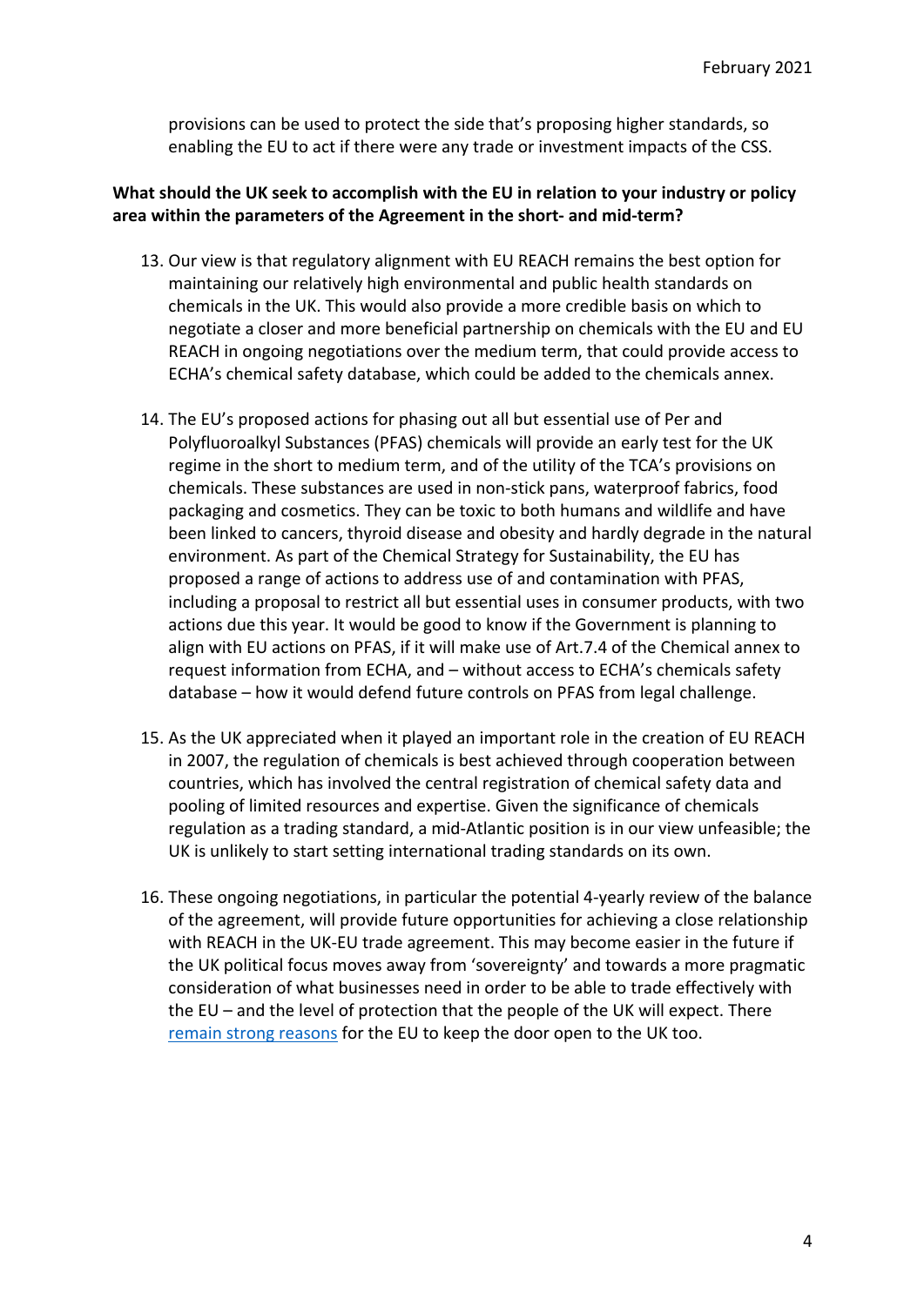provisions can be used to protect the side that's proposing higher standards, so enabling the EU to act if there were any trade or investment impacts of the CSS.

**What should the UK seek to accomplish with the EU in relation to your industry or policy area within the parameters of the Agreement in the short- and mid-term?**

13. Our view is that regulatory alignment with EU REACH remains the best option for maintaining our relatively high environmental and public health standards on chemicals in the UK. This would also provide a more credible basis on which to negotiate a closer and more beneficial partnership on chemicals with the EU and EU REACH in ongoing negotiations over the medium term, that could provide access to ECHA's chemical safety database, which could be added to the chemicals annex.

14. The EU's proposed actions for phasing out all but essential use of Per and Polyfluoroalkyl Substances (PFAS) chemicals will provide an early test for the UK regime in the short to medium term, and of the utility of the TCA's provisions on chemicals. These substances are used in non-stick pans, waterproof fabrics, food packaging and cosmetics. They can be toxic to both humans and wildlife and have been linked to cancers, thyroid disease and obesity and hardly degrade in the natural environment. As part of the Chemical Strategy for Sustainability, the EU has proposed a range of actions to address use of and contamination with PFAS, including a proposal to restrict all but essential uses in consumer products, with two actions due this year. It would be good to know if the Government is planning to align with EU actions on PFAS, if it will make use of Art.7.4 of the Chemical annex to request information from ECHA, and – without access to ECHA's chemicals safety database – how it would defend future controls on PFAS from legal challenge.

15. As the UK appreciated when it played an important role in the creation of EU REACH in 2007, the regulation of chemicals is best achieved through cooperation between countries, which has involved the central registration of chemical safety data and pooling of limited resources and expertise. Given the significance of chemicals regulation as a trading standard, a mid-Atlantic position is in our view unfeasible; the UK is unlikely to start setting international trading standards on its own.

16. These ongoing negotiations, in particular the potential 4-yearly review of the balance of the agreement, will provide future opportunities for achieving a close relationship with REACH in the UK-EU trade agreement. This may become easier in the future if the UK political focus moves away from 'sovereignty' and towards a more pragmatic consideration of what businesses need in order to be able to trade effectively with the EU – and the level of protection that the people of the UK will expect. There remain strong reasons for the EU to keep the door open to the UK too.